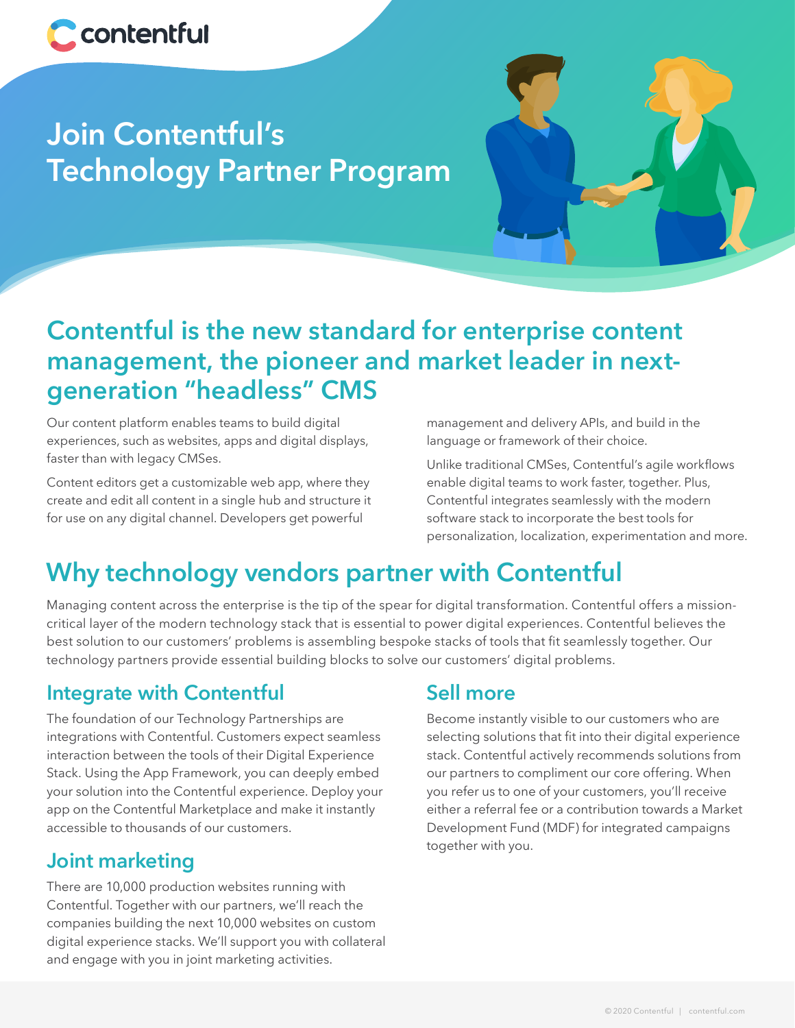contentful

# Join Contentful's Technology Partner Program

## Contentful is the new standard for enterprise content management, the pioneer and market leader in next-generation "headless" CMS

Our content platform enables teams to build digital experiences, such as websites, apps and digital displays, faster than with legacy CMSes.

Content editors get a customizable web app, where they create and edit all content in a single hub and structure it for use on any digital channel. Developers get powerful management and delivery APIs, and build in the language or framework of their choice.

Unlike traditional CMSes, Contentful's agile workflows enable digital teams to work faster, together. Plus, Contentful integrates seamlessly with the modern software stack to incorporate the best tools for personalization, localization, experimentation and more.

## Why technology vendors partner with Contentful

Managing content across the enterprise is the tip of the spear for digital transformation. Contentful offers a mission-critical layer of the modern technology stack that is essential to power digital experiences. Contentful believes the best solution to our customers' problems is assembling bespoke stacks of tools that fit seamlessly together. Our technology partners provide essential building blocks to solve our customers' digital problems.

### Integrate with Contentful

The foundation of our Technology Partnerships are integrations with Contentful. Customers expect seamless interaction between the tools of their Digital Experience Stack. Using the App Framework, you can deeply embed your solution into the Contentful experience. Deploy your app on the Contentful Marketplace and make it instantly accessible to thousands of our customers.

### Joint marketing

There are 10,000 production websites running with Contentful. Together with our partners, we'll reach the companies building the next 10,000 websites on custom digital experience stacks. We'll support you with collateral and engage with you in joint marketing activities.

### Sell more

Become instantly visible to our customers who are selecting solutions that fit into their digital experience stack. Contentful actively recommends solutions from our partners to compliment our core offering. When you refer us to one of your customers, you'll receive either a referral fee or a contribution towards a Market Development Fund (MDF) for integrated campaigns together with you.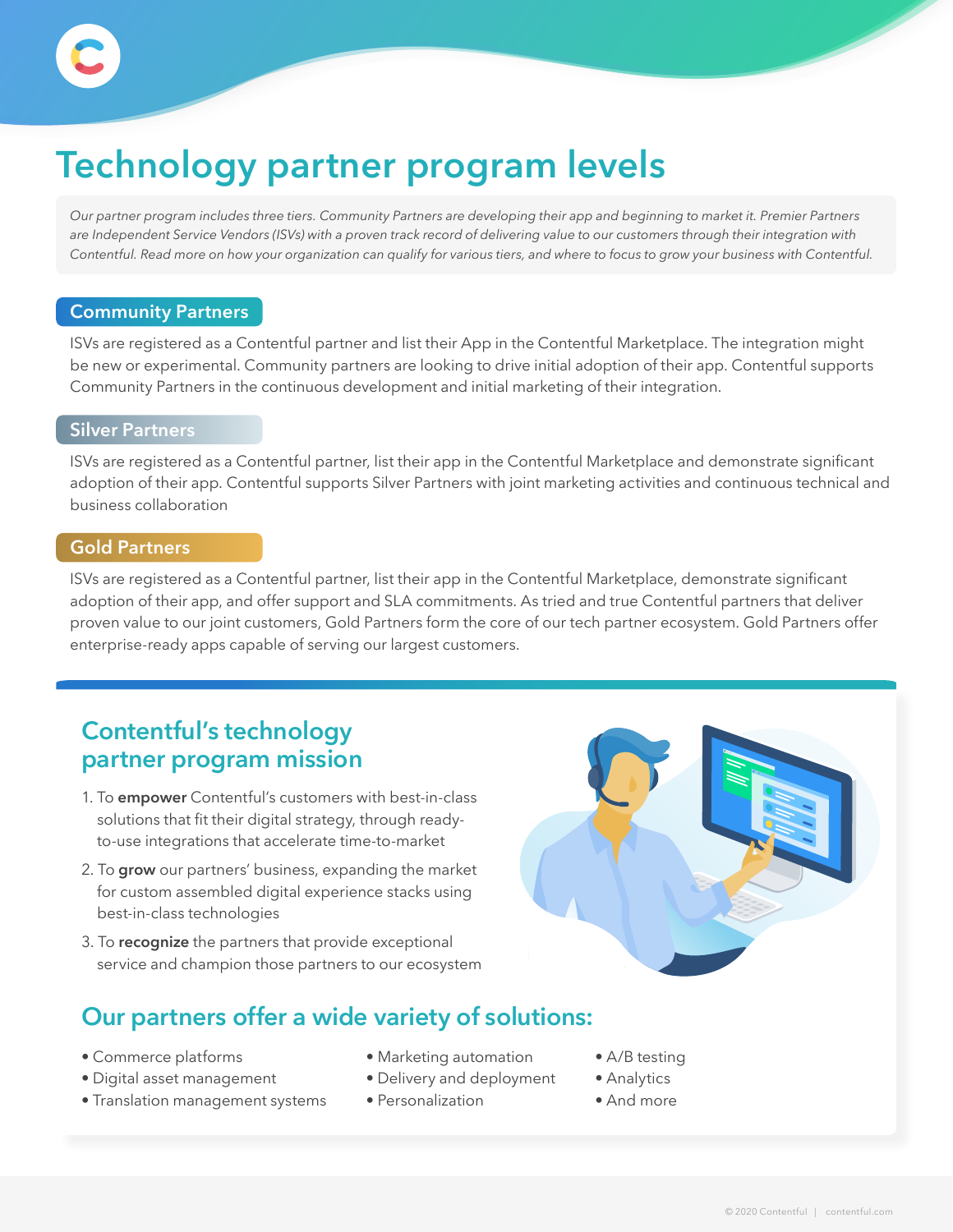# Technology partner program levels

*Our partner program includes three tiers. Community Partners are developing their app and beginning to market it. Premier Partners are Independent Service Vendors (ISVs) with a proven track record of delivering value to our customers through their integration with Contentful. Read more on how your organization can qualify for various tiers, and where to focus to grow your business with Contentful.*

## Community Partners

ISVs are registered as a Contentful partner and list their App in the Contentful Marketplace. The integration might be new or experimental. Community partners are looking to drive initial adoption of their app. Contentful supports Community Partners in the continuous development and initial marketing of their integration.

## Silver Partners

ISVs are registered as a Contentful partner, list their app in the Contentful Marketplace and demonstrate significant adoption of their app. Contentful supports Silver Partners with joint marketing activities and continuous technical and business collaboration

## Gold Partners

ISVs are registered as a Contentful partner, list their app in the Contentful Marketplace, demonstrate significant adoption of their app, and offer support and SLA commitments. As tried and true Contentful partners that deliver proven value to our joint customers, Gold Partners form the core of our tech partner ecosystem. Gold Partners offer enterprise-ready apps capable of serving our largest customers.

## Contentful's technology partner program mission

1. To **empower** Contentful's customers with best-in-class solutions that fit their digital strategy, through ready-to-use integrations that accelerate time-to-market
2. To **grow** our partners' business, expanding the market for custom assembled digital experience stacks using best-in-class technologies
3. To **recognize** the partners that provide exceptional service and champion those partners to our ecosystem

## Our partners offer a wide variety of solutions:

- Commerce platforms
- Digital asset management
- Translation management systems
- Marketing automation
- Delivery and deployment
- Personalization
- A/B testing
- Analytics
- And more

© 2020 Contentful | contentful.com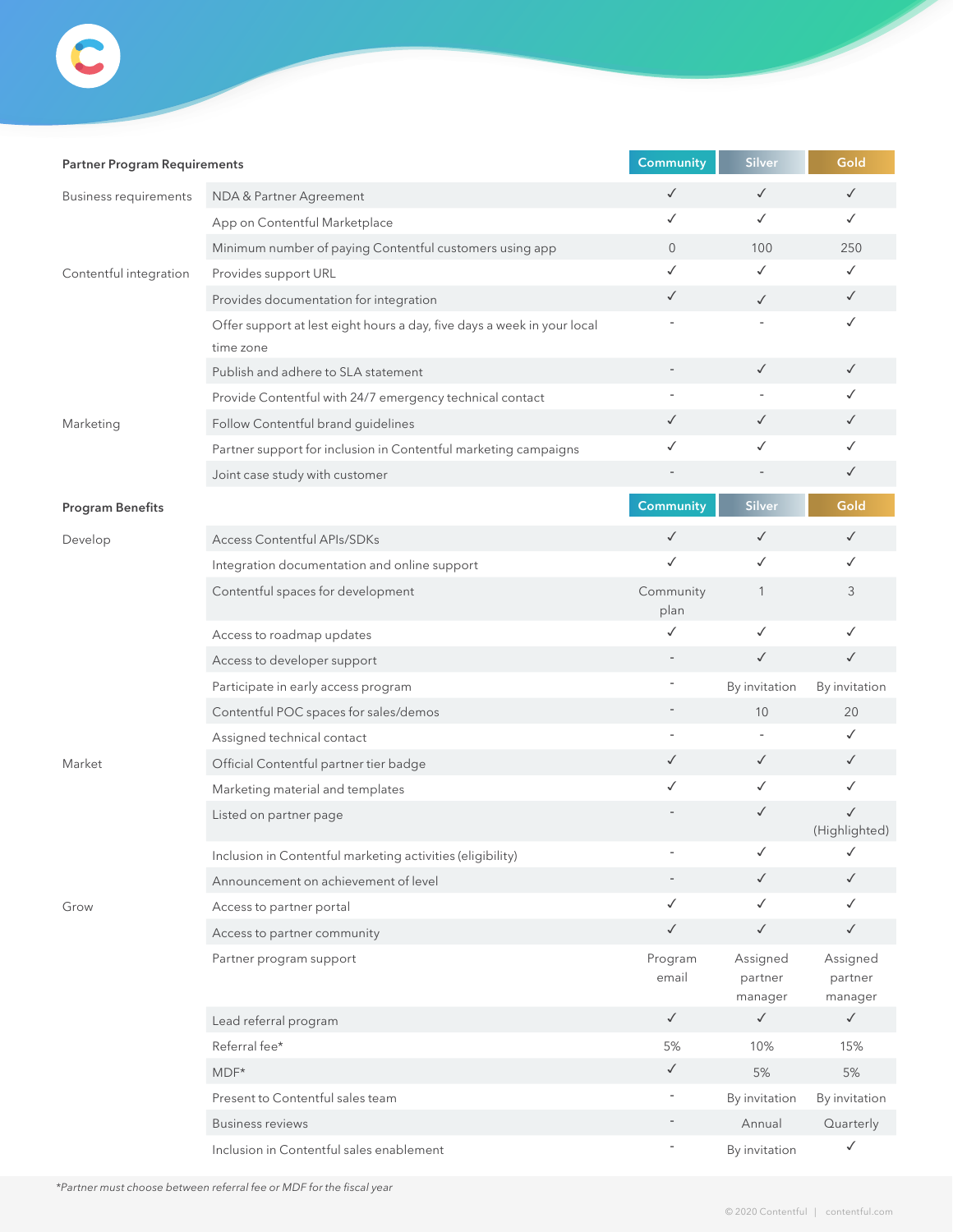| Partner Program Requirements | | Community | Silver | Gold |
|---|---|---|---|---|
| Business requirements | NDA & Partner Agreement | ✓ | ✓ | ✓ |
| | App on Contentful Marketplace | ✓ | ✓ | ✓ |
| | Minimum number of paying Contentful customers using app | 0 | 100 | 250 |
| Contentful integration | Provides support URL | ✓ | ✓ | ✓ |
| | Provides documentation for integration | ✓ | ✓ | ✓ |
| | Offer support at lest eight hours a day, five days a week in your local time zone | - | - | ✓ |
| | Publish and adhere to SLA statement | - | ✓ | ✓ |
| | Provide Contentful with 24/7 emergency technical contact | - | - | ✓ |
| Marketing | Follow Contentful brand guidelines | ✓ | ✓ | ✓ |
| | Partner support for inclusion in Contentful marketing campaigns | ✓ | ✓ | ✓ |
| | Joint case study with customer | - | - | ✓ |

| Program Benefits | | Community | Silver | Gold |
|---|---|---|---|---|
| Develop | Access Contentful APIs/SDKs | ✓ | ✓ | ✓ |
| | Integration documentation and online support | ✓ | ✓ | ✓ |
| | Contentful spaces for development | Community plan | 1 | 3 |
| | Access to roadmap updates | ✓ | ✓ | ✓ |
| | Access to developer support | - | ✓ | ✓ |
| | Participate in early access program | - | By invitation | By invitation |
| | Contentful POC spaces for sales/demos | - | 10 | 20 |
| | Assigned technical contact | - | - | ✓ |
| Market | Official Contentful partner tier badge | ✓ | ✓ | ✓ |
| | Marketing material and templates | ✓ | ✓ | ✓ |
| | Listed on partner page | - | ✓ | ✓ (Highlighted) |
| | Inclusion in Contentful marketing activities (eligibility) | - | ✓ | ✓ |
| | Announcement on achievement of level | - | ✓ | ✓ |
| Grow | Access to partner portal | ✓ | ✓ | ✓ |
| | Access to partner community | ✓ | ✓ | ✓ |
| | Partner program support | Program email | Assigned partner manager | Assigned partner manager |
| | Lead referral program | ✓ | ✓ | ✓ |
| | Referral fee* | 5% | 10% | 15% |
| | MDF* | ✓ | 5% | 5% |
| | Present to Contentful sales team | - | By invitation | By invitation |
| | Business reviews | - | Annual | Quarterly |
| | Inclusion in Contentful sales enablement | - | By invitation | ✓ |

*Partner must choose between referral fee or MDF for the fiscal year*

© 2020 Contentful | contentful.com